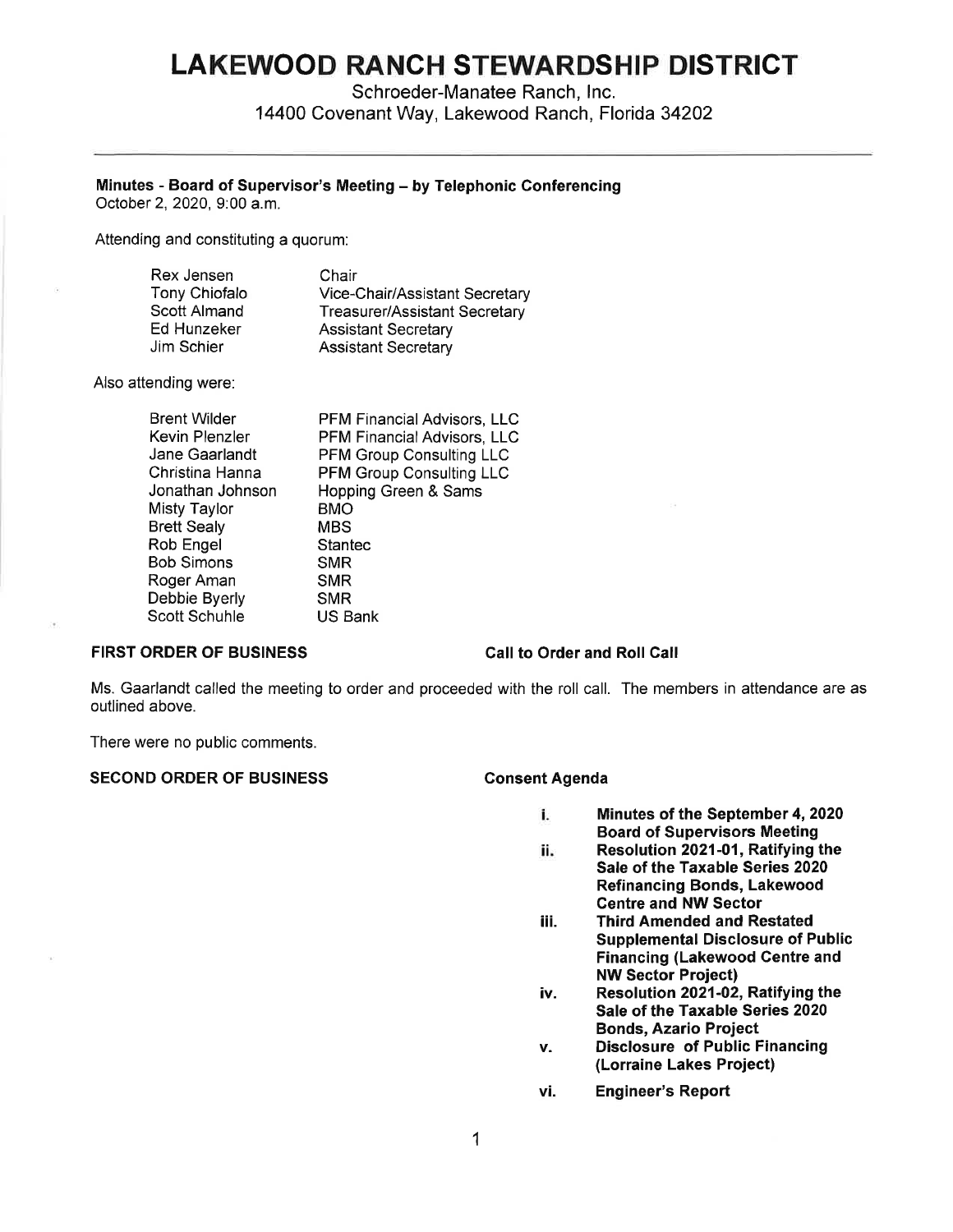# LAKEWOOD RANCH STEWARDSHIP DISTRICT

Schroeder-Manatee Ranch, Inc.
14400 Covenant Way, Lakewood Ranch, Florida 34202

---

**Minutes - Board of Supervisor's Meeting – by Telephonic Conferencing**
October 2, 2020, 9:00 a.m.

Attending and constituting a quorum:

| | |
|---|---|
| Rex Jensen | Chair |
| Tony Chiofalo | Vice-Chair/Assistant Secretary |
| Scott Almand | Treasurer/Assistant Secretary |
| Ed Hunzeker | Assistant Secretary |
| Jim Schier | Assistant Secretary |

Also attending were:

| | |
|---|---|
| Brent Wilder | PFM Financial Advisors, LLC |
| Kevin Plenzler | PFM Financial Advisors, LLC |
| Jane Gaarlandt | PFM Group Consulting LLC |
| Christina Hanna | PFM Group Consulting LLC |
| Jonathan Johnson | Hopping Green & Sams |
| Misty Taylor | BMO |
| Brett Sealy | MBS |
| Rob Engel | Stantec |
| Bob Simons | SMR |
| Roger Aman | SMR |
| Debbie Byerly | SMR |
| Scott Schuhle | US Bank |

**FIRST ORDER OF BUSINESS** **Call to Order and Roll Call**

Ms. Gaarlandt called the meeting to order and proceeded with the roll call. The members in attendance are as outlined above.

There were no public comments.

**SECOND ORDER OF BUSINESS** **Consent Agenda**

i. **Minutes of the September 4, 2020 Board of Supervisors Meeting**
ii. **Resolution 2021-01, Ratifying the Sale of the Taxable Series 2020 Refinancing Bonds, Lakewood Centre and NW Sector**
iii. **Third Amended and Restated Supplemental Disclosure of Public Financing (Lakewood Centre and NW Sector Project)**
iv. **Resolution 2021-02, Ratifying the Sale of the Taxable Series 2020 Bonds, Azario Project**
v. **Disclosure of Public Financing (Lorraine Lakes Project)**
vi. **Engineer's Report**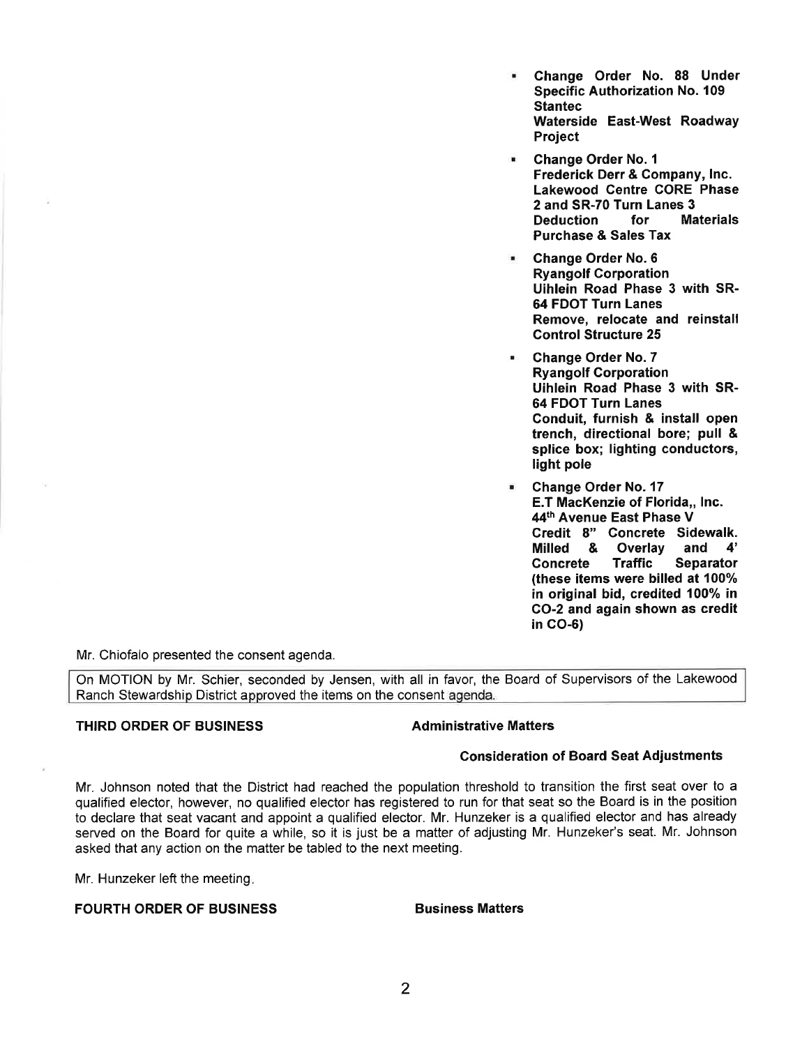- **Change Order No. 88 Under Specific Authorization No. 109 Stantec Waterside East-West Roadway Project**
- **Change Order No. 1 Frederick Derr & Company, Inc. Lakewood Centre CORE Phase 2 and SR-70 Turn Lanes 3 Deduction for Materials Purchase & Sales Tax**
- **Change Order No. 6 Ryangolf Corporation Uihlein Road Phase 3 with SR-64 FDOT Turn Lanes Remove, relocate and reinstall Control Structure 25**
- **Change Order No. 7 Ryangolf Corporation Uihlein Road Phase 3 with SR-64 FDOT Turn Lanes Conduit, furnish & install open trench, directional bore; pull & splice box; lighting conductors, light pole**
- **Change Order No. 17 E.T MacKenzie of Florida,, Inc. 44th Avenue East Phase V Credit 8" Concrete Sidewalk. Milled & Overlay and 4' Concrete Traffic Separator (these items were billed at 100% in original bid, credited 100% in CO-2 and again shown as credit in CO-6)**

Mr. Chiofalo presented the consent agenda.

On MOTION by Mr. Schier, seconded by Jensen, with all in favor, the Board of Supervisors of the Lakewood Ranch Stewardship District approved the items on the consent agenda.

**THIRD ORDER OF BUSINESS** **Administrative Matters**

**Consideration of Board Seat Adjustments**

Mr. Johnson noted that the District had reached the population threshold to transition the first seat over to a qualified elector, however, no qualified elector has registered to run for that seat so the Board is in the position to declare that seat vacant and appoint a qualified elector. Mr. Hunzeker is a qualified elector and has already served on the Board for quite a while, so it is just be a matter of adjusting Mr. Hunzeker's seat. Mr. Johnson asked that any action on the matter be tabled to the next meeting.

Mr. Hunzeker left the meeting.

**FOURTH ORDER OF BUSINESS** **Business Matters**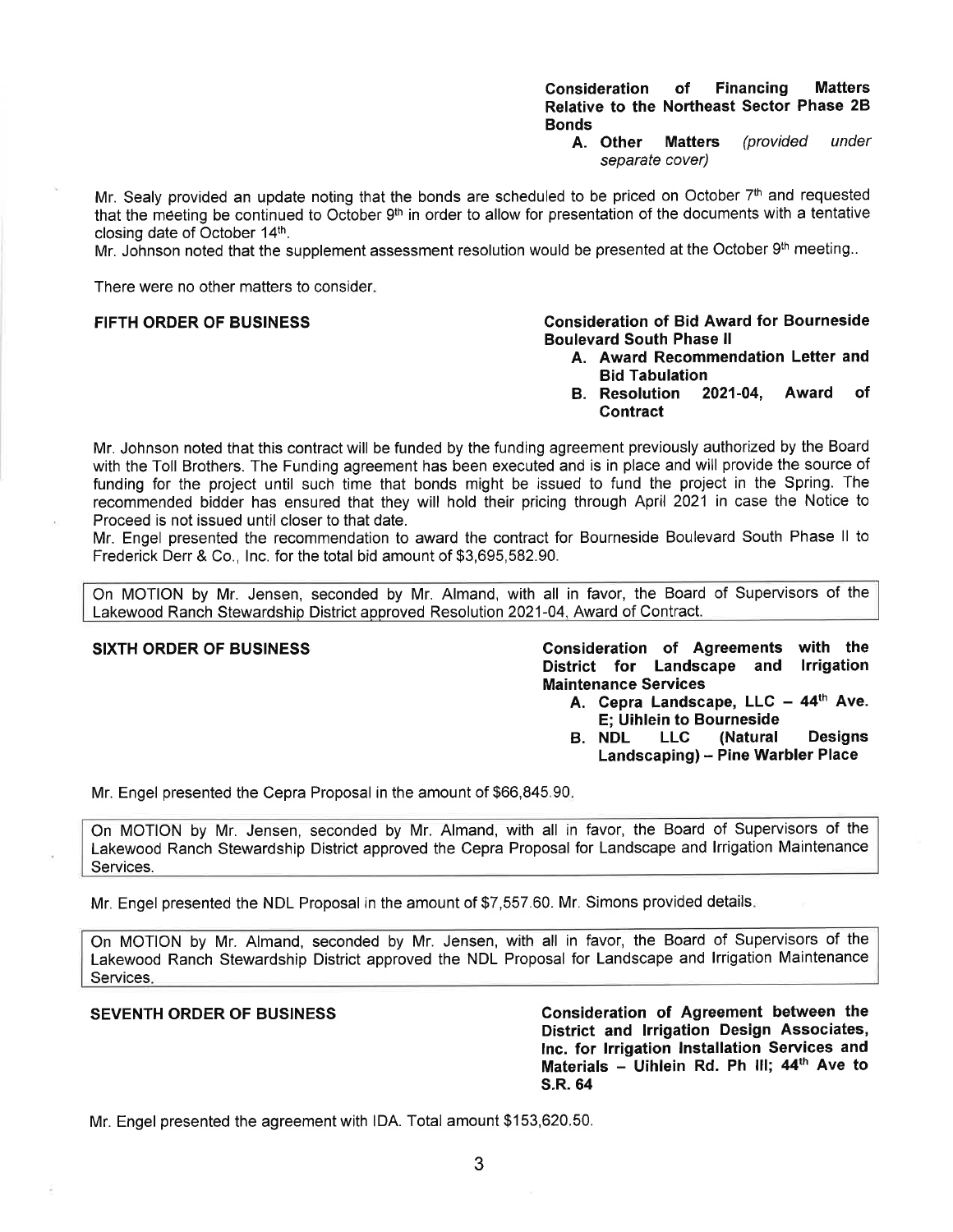**Consideration of Financing Matters Relative to the Northeast Sector Phase 2B Bonds**

**A. Other Matters** *(provided under separate cover)*

Mr. Sealy provided an update noting that the bonds are scheduled to be priced on October 7th and requested that the meeting be continued to October 9th in order to allow for presentation of the documents with a tentative closing date of October 14th.

Mr. Johnson noted that the supplement assessment resolution would be presented at the October 9th meeting..

There were no other matters to consider.

**FIFTH ORDER OF BUSINESS** — **Consideration of Bid Award for Bourneside Boulevard South Phase II**

**A. Award Recommendation Letter and Bid Tabulation**
**B. Resolution 2021-04, Award of Contract**

Mr. Johnson noted that this contract will be funded by the funding agreement previously authorized by the Board with the Toll Brothers. The Funding agreement has been executed and is in place and will provide the source of funding for the project until such time that bonds might be issued to fund the project in the Spring. The recommended bidder has ensured that they will hold their pricing through April 2021 in case the Notice to Proceed is not issued until closer to that date.

Mr. Engel presented the recommendation to award the contract for Bourneside Boulevard South Phase II to Frederick Derr & Co., Inc. for the total bid amount of $3,695,582.90.

On MOTION by Mr. Jensen, seconded by Mr. Almand, with all in favor, the Board of Supervisors of the Lakewood Ranch Stewardship District approved Resolution 2021-04, Award of Contract.

**SIXTH ORDER OF BUSINESS** — **Consideration of Agreements with the District for Landscape and Irrigation Maintenance Services**

**A. Cepra Landscape, LLC – 44th Ave. E; Uihlein to Bourneside**
**B. NDL LLC (Natural Designs Landscaping) – Pine Warbler Place**

Mr. Engel presented the Cepra Proposal in the amount of $66,845.90.

On MOTION by Mr. Jensen, seconded by Mr. Almand, with all in favor, the Board of Supervisors of the Lakewood Ranch Stewardship District approved the Cepra Proposal for Landscape and Irrigation Maintenance Services.

Mr. Engel presented the NDL Proposal in the amount of $7,557.60. Mr. Simons provided details.

On MOTION by Mr. Almand, seconded by Mr. Jensen, with all in favor, the Board of Supervisors of the Lakewood Ranch Stewardship District approved the NDL Proposal for Landscape and Irrigation Maintenance Services.

**SEVENTH ORDER OF BUSINESS** — **Consideration of Agreement between the District and Irrigation Design Associates, Inc. for Irrigation Installation Services and Materials – Uihlein Rd. Ph III; 44th Ave to S.R. 64**

Mr. Engel presented the agreement with IDA. Total amount $153,620.50.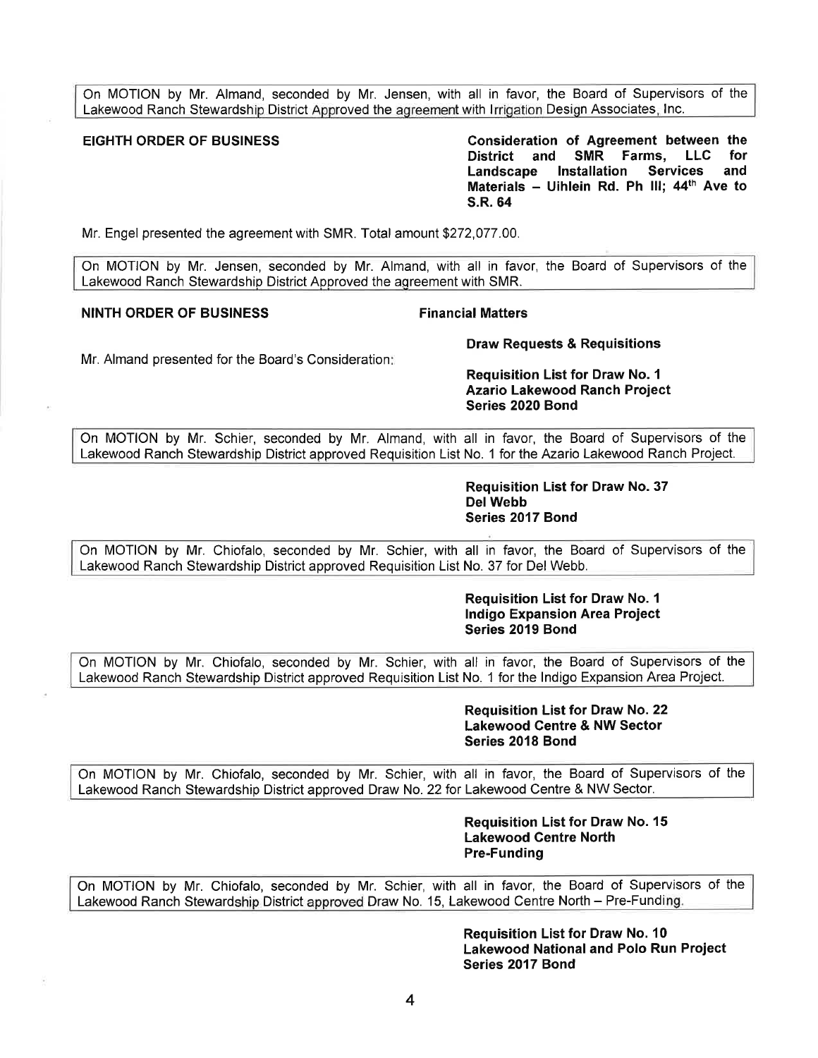On MOTION by Mr. Almand, seconded by Mr. Jensen, with all in favor, the Board of Supervisors of the Lakewood Ranch Stewardship District Approved the agreement with Irrigation Design Associates, Inc.

**EIGHTH ORDER OF BUSINESS** — **Consideration of Agreement between the District and SMR Farms, LLC for Landscape Installation Services and Materials – Uihlein Rd. Ph III; 44$^{th}$ Ave to S.R. 64**

Mr. Engel presented the agreement with SMR. Total amount $272,077.00.

On MOTION by Mr. Jensen, seconded by Mr. Almand, with all in favor, the Board of Supervisors of the Lakewood Ranch Stewardship District Approved the agreement with SMR.

**NINTH ORDER OF BUSINESS** — **Financial Matters**

**Draw Requests & Requisitions**

Mr. Almand presented for the Board's Consideration:

**Requisition List for Draw No. 1**
**Azario Lakewood Ranch Project**
**Series 2020 Bond**

On MOTION by Mr. Schier, seconded by Mr. Almand, with all in favor, the Board of Supervisors of the Lakewood Ranch Stewardship District approved Requisition List No. 1 for the Azario Lakewood Ranch Project.

**Requisition List for Draw No. 37**
**Del Webb**
**Series 2017 Bond**

On MOTION by Mr. Chiofalo, seconded by Mr. Schier, with all in favor, the Board of Supervisors of the Lakewood Ranch Stewardship District approved Requisition List No. 37 for Del Webb.

**Requisition List for Draw No. 1**
**Indigo Expansion Area Project**
**Series 2019 Bond**

On MOTION by Mr. Chiofalo, seconded by Mr. Schier, with all in favor, the Board of Supervisors of the Lakewood Ranch Stewardship District approved Requisition List No. 1 for the Indigo Expansion Area Project.

**Requisition List for Draw No. 22**
**Lakewood Centre & NW Sector**
**Series 2018 Bond**

On MOTION by Mr. Chiofalo, seconded by Mr. Schier, with all in favor, the Board of Supervisors of the Lakewood Ranch Stewardship District approved Draw No. 22 for Lakewood Centre & NW Sector.

**Requisition List for Draw No. 15**
**Lakewood Centre North**
**Pre-Funding**

On MOTION by Mr. Chiofalo, seconded by Mr. Schier, with all in favor, the Board of Supervisors of the Lakewood Ranch Stewardship District approved Draw No. 15, Lakewood Centre North – Pre-Funding.

**Requisition List for Draw No. 10**
**Lakewood National and Polo Run Project**
**Series 2017 Bond**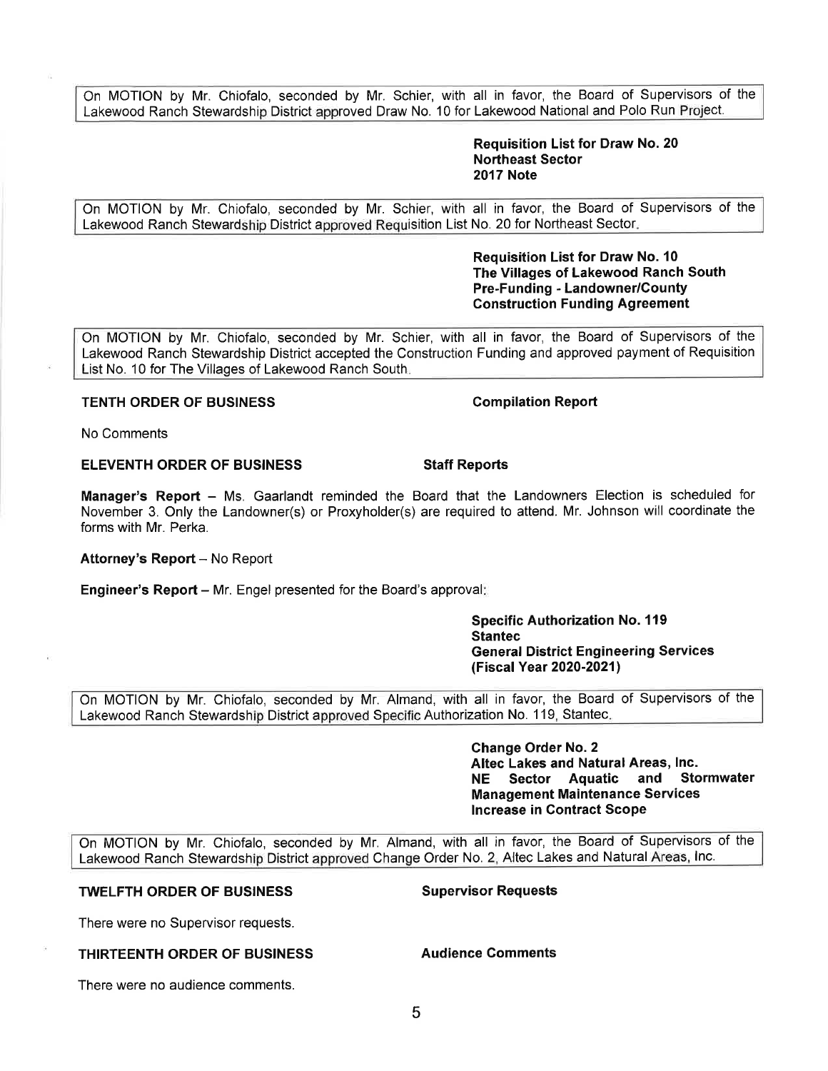On MOTION by Mr. Chiofalo, seconded by Mr. Schier, with all in favor, the Board of Supervisors of the Lakewood Ranch Stewardship District approved Draw No. 10 for Lakewood National and Polo Run Project.

**Requisition List for Draw No. 20**
**Northeast Sector**
**2017 Note**

On MOTION by Mr. Chiofalo, seconded by Mr. Schier, with all in favor, the Board of Supervisors of the Lakewood Ranch Stewardship District approved Requisition List No. 20 for Northeast Sector.

**Requisition List for Draw No. 10**
**The Villages of Lakewood Ranch South**
**Pre-Funding - Landowner/County**
**Construction Funding Agreement**

On MOTION by Mr. Chiofalo, seconded by Mr. Schier, with all in favor, the Board of Supervisors of the Lakewood Ranch Stewardship District accepted the Construction Funding and approved payment of Requisition List No. 10 for The Villages of Lakewood Ranch South.

**TENTH ORDER OF BUSINESS** **Compilation Report**

No Comments

**ELEVENTH ORDER OF BUSINESS** **Staff Reports**

**Manager's Report** – Ms. Gaarlandt reminded the Board that the Landowners Election is scheduled for November 3. Only the Landowner(s) or Proxyholder(s) are required to attend. Mr. Johnson will coordinate the forms with Mr. Perka.

**Attorney's Report** – No Report

**Engineer's Report** – Mr. Engel presented for the Board's approval:

**Specific Authorization No. 119**
**Stantec**
**General District Engineering Services**
**(Fiscal Year 2020-2021)**

On MOTION by Mr. Chiofalo, seconded by Mr. Almand, with all in favor, the Board of Supervisors of the Lakewood Ranch Stewardship District approved Specific Authorization No. 119, Stantec.

**Change Order No. 2**
**Altec Lakes and Natural Areas, Inc.**
**NE Sector Aquatic and Stormwater Management Maintenance Services**
**Increase in Contract Scope**

On MOTION by Mr. Chiofalo, seconded by Mr. Almand, with all in favor, the Board of Supervisors of the Lakewood Ranch Stewardship District approved Change Order No. 2, Altec Lakes and Natural Areas, Inc.

**TWELFTH ORDER OF BUSINESS** **Supervisor Requests**

There were no Supervisor requests.

**THIRTEENTH ORDER OF BUSINESS** **Audience Comments**

There were no audience comments.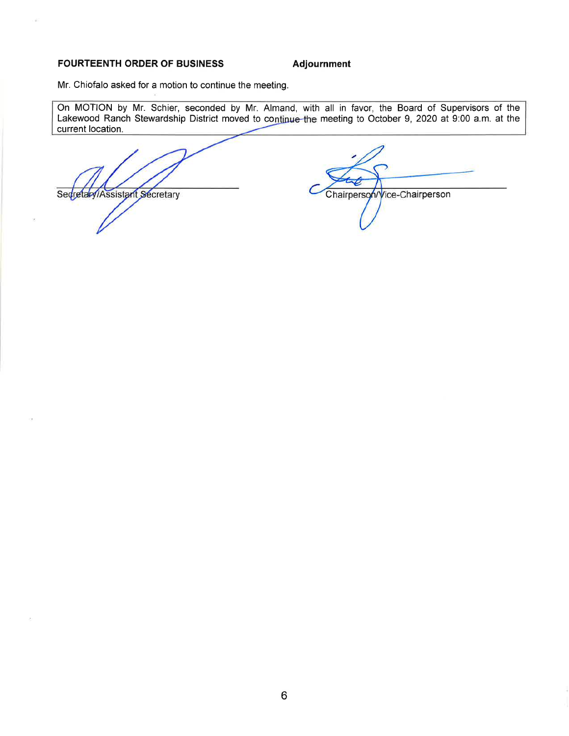**FOURTEENTH ORDER OF BUSINESS** **Adjournment**

Mr. Chiofalo asked for a motion to continue the meeting.

> On MOTION by Mr. Schier, seconded by Mr. Almand, with all in favor, the Board of Supervisors of the Lakewood Ranch Stewardship District moved to continue the meeting to October 9, 2020 at 9:00 a.m. at the current location.

___________________________
Secretary/Assistant Secretary

___________________________
Chairperson/Vice-Chairperson